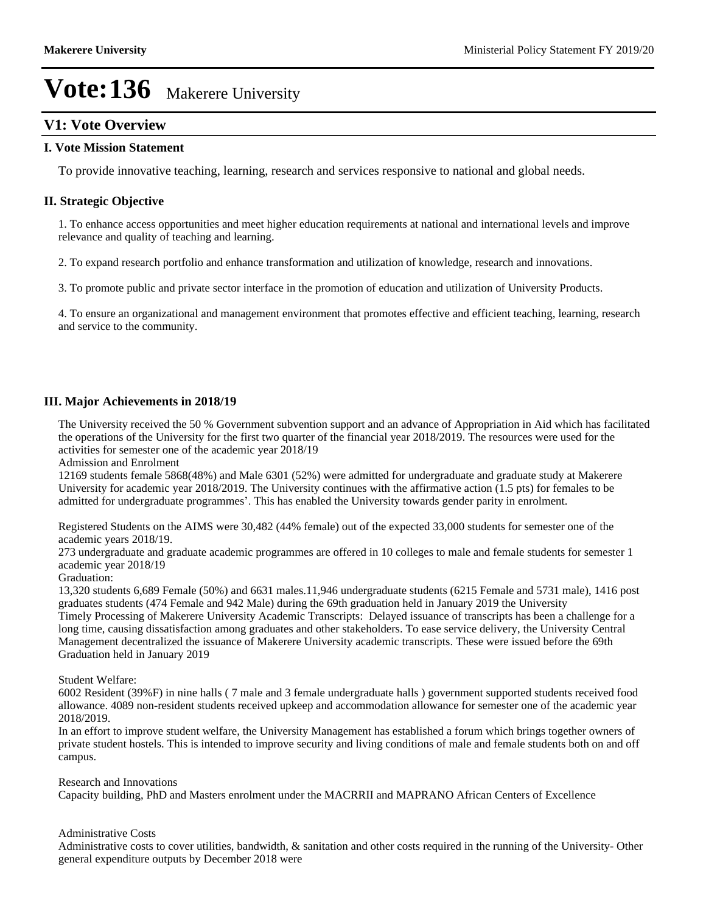# Vote:136 Makerere University

## V1: Vote Overview

### I. Vote Mission Statement

To provide innovative teaching, learning, research and services responsive to national and global needs.

### II. Strategic Objective

1. To enhance access opportunities and meet higher education requirements at national and international levels and improve relevance and quality of teaching and learning.

2. To expand research portfolio and enhance transformation and utilization of knowledge, research and innovations.

3. To promote public and private sector interface in the promotion of education and utilization of University Products.

4. To ensure an organizational and management environment that promotes effective and efficient teaching, learning, research and service to the community.

### III. Major Achievements in 2018/19

The University received the 50 % Government subvention support and an advance of Appropriation in Aid which has facilitated the operations of the University for the first two quarter of the financial year 2018/2019. The resources were used for the activities for semester one of the academic year 2018/19
Admission and Enrolment
12169 students female 5868(48%) and Male 6301 (52%) were admitted for undergraduate and graduate study at Makerere University for academic year 2018/2019. The University continues with the affirmative action (1.5 pts) for females to be admitted for undergraduate programmes'. This has enabled the University towards gender parity in enrolment.

Registered Students on the AIMS were 30,482 (44% female) out of the expected 33,000 students for semester one of the academic years 2018/19.
273 undergraduate and graduate academic programmes are offered in 10 colleges to male and female students for semester 1 academic year 2018/19
Graduation:
13,320 students 6,689 Female (50%) and 6631 males.11,946 undergraduate students (6215 Female and 5731 male), 1416 post graduates students (474 Female and 942 Male) during the 69th graduation held in January 2019 the University
Timely Processing of Makerere University Academic Transcripts: Delayed issuance of transcripts has been a challenge for a long time, causing dissatisfaction among graduates and other stakeholders. To ease service delivery, the University Central Management decentralized the issuance of Makerere University academic transcripts. These were issued before the 69th Graduation held in January 2019

Student Welfare:
6002 Resident (39%F) in nine halls ( 7 male and 3 female undergraduate halls ) government supported students received food allowance. 4089 non-resident students received upkeep and accommodation allowance for semester one of the academic year 2018/2019.
In an effort to improve student welfare, the University Management has established a forum which brings together owners of private student hostels. This is intended to improve security and living conditions of male and female students both on and off campus.

Research and Innovations
Capacity building, PhD and Masters enrolment under the MACRRII and MAPRANO African Centers of Excellence

Administrative Costs
Administrative costs to cover utilities, bandwidth, & sanitation and other costs required in the running of the University- Other general expenditure outputs by December 2018 were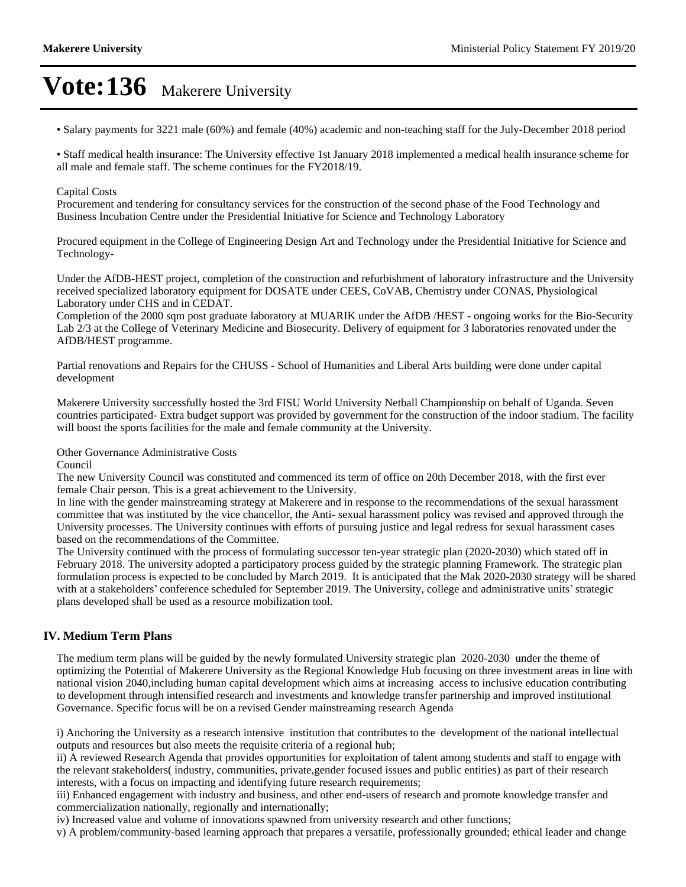# Vote:136 Makerere University

• Salary payments for 3221 male (60%) and female (40%) academic and non-teaching staff for the July-December 2018 period

• Staff medical health insurance: The University effective 1st January 2018 implemented a medical health insurance scheme for all male and female staff. The scheme continues for the FY2018/19.

Capital Costs
Procurement and tendering for consultancy services for the construction of the second phase of the Food Technology and Business Incubation Centre under the Presidential Initiative for Science and Technology Laboratory

Procured equipment in the College of Engineering Design Art and Technology under the Presidential Initiative for Science and Technology-

Under the AfDB-HEST project, completion of the construction and refurbishment of laboratory infrastructure and the University received specialized laboratory equipment for DOSATE under CEES, CoVAB, Chemistry under CONAS, Physiological Laboratory under CHS and in CEDAT.
Completion of the 2000 sqm post graduate laboratory at MUARIK under the AfDB /HEST - ongoing works for the Bio-Security Lab 2/3 at the College of Veterinary Medicine and Biosecurity. Delivery of equipment for 3 laboratories renovated under the AfDB/HEST programme.

Partial renovations and Repairs for the CHUSS - School of Humanities and Liberal Arts building were done under capital development

Makerere University successfully hosted the 3rd FISU World University Netball Championship on behalf of Uganda. Seven countries participated- Extra budget support was provided by government for the construction of the indoor stadium. The facility will boost the sports facilities for the male and female community at the University.

Other Governance Administrative Costs
Council
The new University Council was constituted and commenced its term of office on 20th December 2018, with the first ever female Chair person. This is a great achievement to the University.
In line with the gender mainstreaming strategy at Makerere and in response to the recommendations of the sexual harassment committee that was instituted by the vice chancellor, the Anti- sexual harassment policy was revised and approved through the University processes. The University continues with efforts of pursuing justice and legal redress for sexual harassment cases based on the recommendations of the Committee.
The University continued with the process of formulating successor ten-year strategic plan (2020-2030) which stated off in February 2018. The university adopted a participatory process guided by the strategic planning Framework. The strategic plan formulation process is expected to be concluded by March 2019. It is anticipated that the Mak 2020-2030 strategy will be shared with at a stakeholders' conference scheduled for September 2019. The University, college and administrative units' strategic plans developed shall be used as a resource mobilization tool.

## IV. Medium Term Plans

The medium term plans will be guided by the newly formulated University strategic plan 2020-2030 under the theme of optimizing the Potential of Makerere University as the Regional Knowledge Hub focusing on three investment areas in line with national vision 2040,including human capital development which aims at increasing access to inclusive education contributing to development through intensified research and investments and knowledge transfer partnership and improved institutional Governance. Specific focus will be on a revised Gender mainstreaming research Agenda

i) Anchoring the University as a research intensive institution that contributes to the development of the national intellectual outputs and resources but also meets the requisite criteria of a regional hub;
ii) A reviewed Research Agenda that provides opportunities for exploitation of talent among students and staff to engage with the relevant stakeholders( industry, communities, private,gender focused issues and public entities) as part of their research interests, with a focus on impacting and identifying future research requirements;
iii) Enhanced engagement with industry and business, and other end-users of research and promote knowledge transfer and commercialization nationally, regionally and internationally;
iv) Increased value and volume of innovations spawned from university research and other functions;
v) A problem/community-based learning approach that prepares a versatile, professionally grounded; ethical leader and change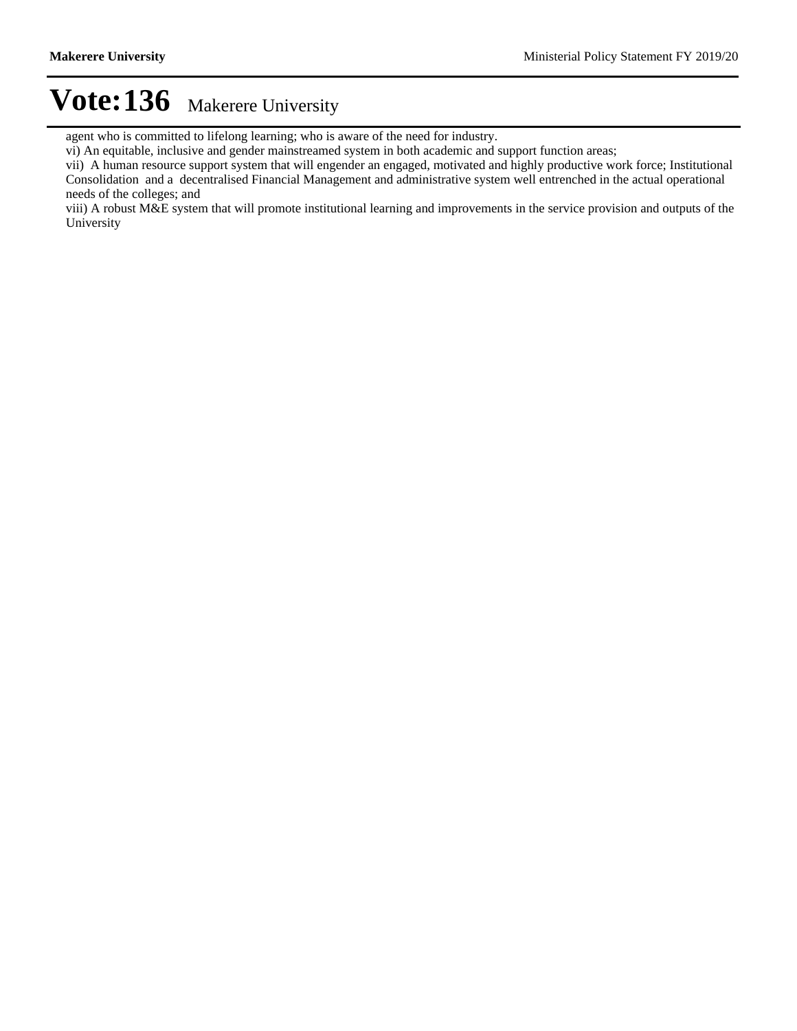agent who is committed to lifelong learning; who is aware of the need for industry.

vi) An equitable, inclusive and gender mainstreamed system in both academic and support function areas;

vii) A human resource support system that will engender an engaged, motivated and highly productive work force; Institutional Consolidation and a decentralised Financial Management and administrative system well entrenched in the actual operational needs of the colleges; and

viii) A robust M&E system that will promote institutional learning and improvements in the service provision and outputs of the University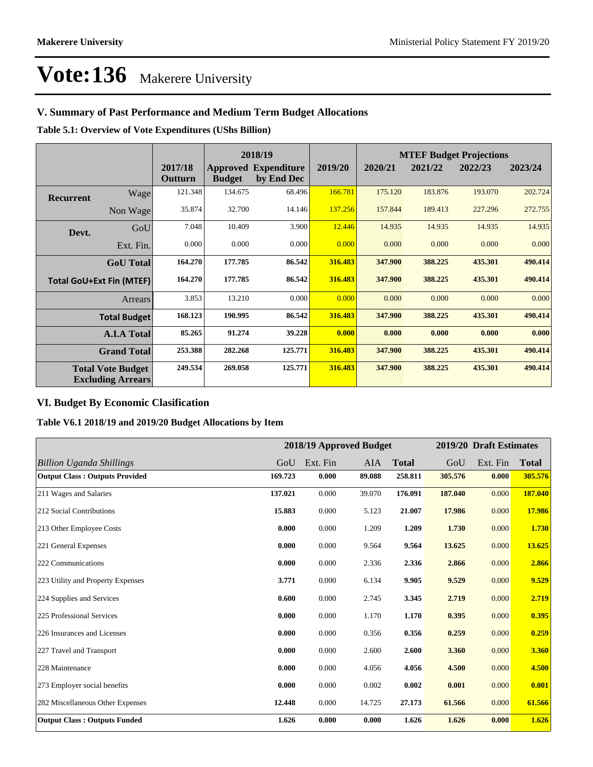# Vote:136 Makerere University

## V. Summary of Past Performance and Medium Term Budget Allocations

**Table 5.1: Overview of Vote Expenditures (UShs Billion)**

| | | 2017/18 Outturn | 2018/19 Approved Budget | 2018/19 Expenditure by End Dec | 2019/20 | MTEF Budget Projections 2020/21 | 2021/22 | 2022/23 | 2023/24 |
|---|---|---|---|---|---|---|---|---|---|
| **Recurrent** | Wage | 121.348 | 134.675 | 68.496 | 166.781 | 175.120 | 183.876 | 193.070 | 202.724 |
| | Non Wage | 35.874 | 32.700 | 14.146 | 137.256 | 157.844 | 189.413 | 227.296 | 272.755 |
| **Devt.** | GoU | 7.048 | 10.409 | 3.900 | 12.446 | 14.935 | 14.935 | 14.935 | 14.935 |
| | Ext. Fin. | 0.000 | 0.000 | 0.000 | 0.000 | 0.000 | 0.000 | 0.000 | 0.000 |
| | **GoU Total** | **164.270** | **177.785** | **86.542** | **316.483** | **347.900** | **388.225** | **435.301** | **490.414** |
| **Total GoU+Ext Fin (MTEF)** | | **164.270** | **177.785** | **86.542** | **316.483** | **347.900** | **388.225** | **435.301** | **490.414** |
| | Arrears | 3.853 | 13.210 | 0.000 | 0.000 | 0.000 | 0.000 | 0.000 | 0.000 |
| | **Total Budget** | **168.123** | **190.995** | **86.542** | **316.483** | **347.900** | **388.225** | **435.301** | **490.414** |
| | **A.I.A Total** | **85.265** | **91.274** | **39.228** | **0.000** | **0.000** | **0.000** | **0.000** | **0.000** |
| | **Grand Total** | **253.388** | **282.268** | **125.771** | **316.483** | **347.900** | **388.225** | **435.301** | **490.414** |
| **Total Vote Budget Excluding Arrears** | | **249.534** | **269.058** | **125.771** | **316.483** | **347.900** | **388.225** | **435.301** | **490.414** |

## VI. Budget By Economic Clasification

**Table V6.1 2018/19 and 2019/20 Budget Allocations by Item**

| | 2018/19 Approved Budget | | | | 2019/20 Draft Estimates | | |
|---|---|---|---|---|---|---|---|
| *Billion Uganda Shillings* | GoU | Ext. Fin | AIA | **Total** | GoU | Ext. Fin | **Total** |
| **Output Class : Outputs Provided** | **169.723** | **0.000** | **89.088** | **258.811** | **305.576** | **0.000** | **305.576** |
| 211 Wages and Salaries | **137.021** | 0.000 | 39.070 | **176.091** | **187.040** | 0.000 | **187.040** |
| 212 Social Contributions | **15.883** | 0.000 | 5.123 | **21.007** | **17.986** | 0.000 | **17.986** |
| 213 Other Employee Costs | **0.000** | 0.000 | 1.209 | **1.209** | **1.730** | 0.000 | **1.730** |
| 221 General Expenses | **0.000** | 0.000 | 9.564 | **9.564** | **13.625** | 0.000 | **13.625** |
| 222 Communications | **0.000** | 0.000 | 2.336 | **2.336** | **2.866** | 0.000 | **2.866** |
| 223 Utility and Property Expenses | **3.771** | 0.000 | 6.134 | **9.905** | **9.529** | 0.000 | **9.529** |
| 224 Supplies and Services | **0.600** | 0.000 | 2.745 | **3.345** | **2.719** | 0.000 | **2.719** |
| 225 Professional Services | **0.000** | 0.000 | 1.170 | **1.170** | **0.395** | 0.000 | **0.395** |
| 226 Insurances and Licenses | **0.000** | 0.000 | 0.356 | **0.356** | **0.259** | 0.000 | **0.259** |
| 227 Travel and Transport | **0.000** | 0.000 | 2.600 | **2.600** | **3.360** | 0.000 | **3.360** |
| 228 Maintenance | **0.000** | 0.000 | 4.056 | **4.056** | **4.500** | 0.000 | **4.500** |
| 273 Employer social benefits | **0.000** | 0.000 | 0.002 | **0.002** | **0.001** | 0.000 | **0.001** |
| 282 Miscellaneous Other Expenses | **12.448** | 0.000 | 14.725 | **27.173** | **61.566** | 0.000 | **61.566** |
| **Output Class : Outputs Funded** | **1.626** | **0.000** | **0.000** | **1.626** | **1.626** | **0.000** | **1.626** |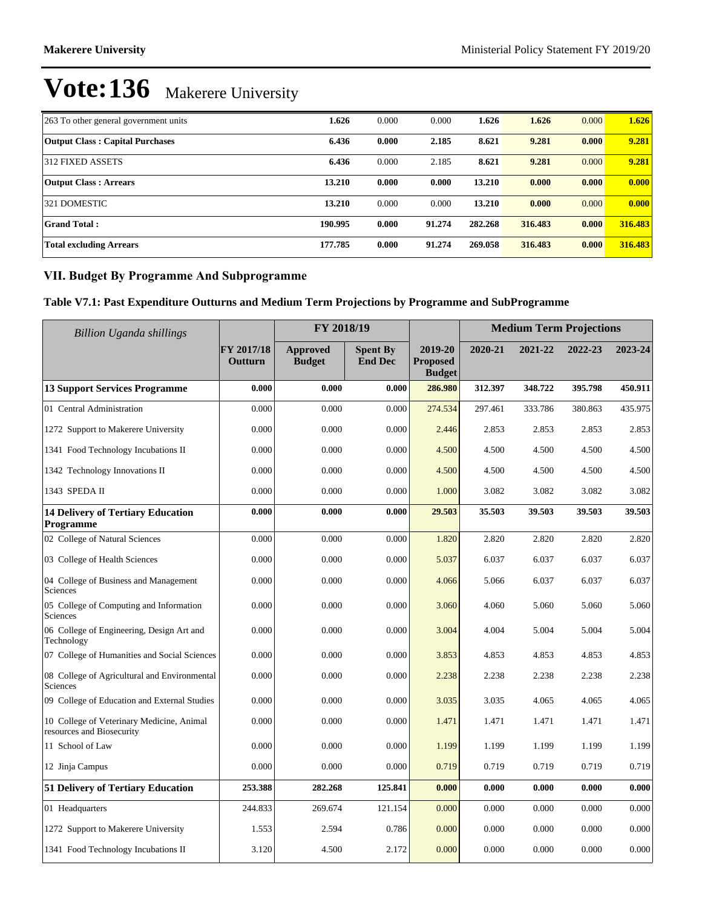# Vote:136 Makerere University

| | | | | | | | |
|---|---|---|---|---|---|---|---|
| 263 To other general government units | **1.626** | 0.000 | 0.000 | **1.626** | **1.626** | 0.000 | **1.626** |
| **Output Class : Capital Purchases** | **6.436** | **0.000** | **2.185** | **8.621** | **9.281** | **0.000** | **9.281** |
| 312 FIXED ASSETS | **6.436** | 0.000 | 2.185 | **8.621** | **9.281** | 0.000 | **9.281** |
| **Output Class : Arrears** | **13.210** | **0.000** | **0.000** | **13.210** | **0.000** | **0.000** | **0.000** |
| 321 DOMESTIC | **13.210** | 0.000 | 0.000 | **13.210** | **0.000** | 0.000 | **0.000** |
| **Grand Total :** | **190.995** | **0.000** | **91.274** | **282.268** | **316.483** | **0.000** | **316.483** |
| **Total excluding Arrears** | **177.785** | **0.000** | **91.274** | **269.058** | **316.483** | **0.000** | **316.483** |

## VII. Budget By Programme And Subprogramme

### Table V7.1: Past Expenditure Outturns and Medium Term Projections by Programme and SubProgramme

| *Billion Uganda shillings* | | FY 2018/19 | | | Medium Term Projections | | | |
|---|---|---|---|---|---|---|---|---|
| | FY 2017/18 Outturn | Approved Budget | Spent By End Dec | 2019-20 Proposed Budget | 2020-21 | 2021-22 | 2022-23 | 2023-24 |
| **13 Support Services Programme** | **0.000** | **0.000** | **0.000** | **286.980** | **312.397** | **348.722** | **395.798** | **450.911** |
| 01 Central Administration | 0.000 | 0.000 | 0.000 | 274.534 | 297.461 | 333.786 | 380.863 | 435.975 |
| 1272 Support to Makerere University | 0.000 | 0.000 | 0.000 | 2.446 | 2.853 | 2.853 | 2.853 | 2.853 |
| 1341 Food Technology Incubations II | 0.000 | 0.000 | 0.000 | 4.500 | 4.500 | 4.500 | 4.500 | 4.500 |
| 1342 Technology Innovations II | 0.000 | 0.000 | 0.000 | 4.500 | 4.500 | 4.500 | 4.500 | 4.500 |
| 1343 SPEDA II | 0.000 | 0.000 | 0.000 | 1.000 | 3.082 | 3.082 | 3.082 | 3.082 |
| **14 Delivery of Tertiary Education Programme** | **0.000** | **0.000** | **0.000** | **29.503** | **35.503** | **39.503** | **39.503** | **39.503** |
| 02 College of Natural Sciences | 0.000 | 0.000 | 0.000 | 1.820 | 2.820 | 2.820 | 2.820 | 2.820 |
| 03 College of Health Sciences | 0.000 | 0.000 | 0.000 | 5.037 | 6.037 | 6.037 | 6.037 | 6.037 |
| 04 College of Business and Management Sciences | 0.000 | 0.000 | 0.000 | 4.066 | 5.066 | 6.037 | 6.037 | 6.037 |
| 05 College of Computing and Information Sciences | 0.000 | 0.000 | 0.000 | 3.060 | 4.060 | 5.060 | 5.060 | 5.060 |
| 06 College of Engineering, Design Art and Technology | 0.000 | 0.000 | 0.000 | 3.004 | 4.004 | 5.004 | 5.004 | 5.004 |
| 07 College of Humanities and Social Sciences | 0.000 | 0.000 | 0.000 | 3.853 | 4.853 | 4.853 | 4.853 | 4.853 |
| 08 College of Agricultural and Environmental Sciences | 0.000 | 0.000 | 0.000 | 2.238 | 2.238 | 2.238 | 2.238 | 2.238 |
| 09 College of Education and External Studies | 0.000 | 0.000 | 0.000 | 3.035 | 3.035 | 4.065 | 4.065 | 4.065 |
| 10 College of Veterinary Medicine, Animal resources and Biosecurity | 0.000 | 0.000 | 0.000 | 1.471 | 1.471 | 1.471 | 1.471 | 1.471 |
| 11 School of Law | 0.000 | 0.000 | 0.000 | 1.199 | 1.199 | 1.199 | 1.199 | 1.199 |
| 12 Jinja Campus | 0.000 | 0.000 | 0.000 | 0.719 | 0.719 | 0.719 | 0.719 | 0.719 |
| **51 Delivery of Tertiary Education** | **253.388** | **282.268** | **125.841** | **0.000** | **0.000** | **0.000** | **0.000** | **0.000** |
| 01 Headquarters | 244.833 | 269.674 | 121.154 | 0.000 | 0.000 | 0.000 | 0.000 | 0.000 |
| 1272 Support to Makerere University | 1.553 | 2.594 | 0.786 | 0.000 | 0.000 | 0.000 | 0.000 | 0.000 |
| 1341 Food Technology Incubations II | 3.120 | 4.500 | 2.172 | 0.000 | 0.000 | 0.000 | 0.000 | 0.000 |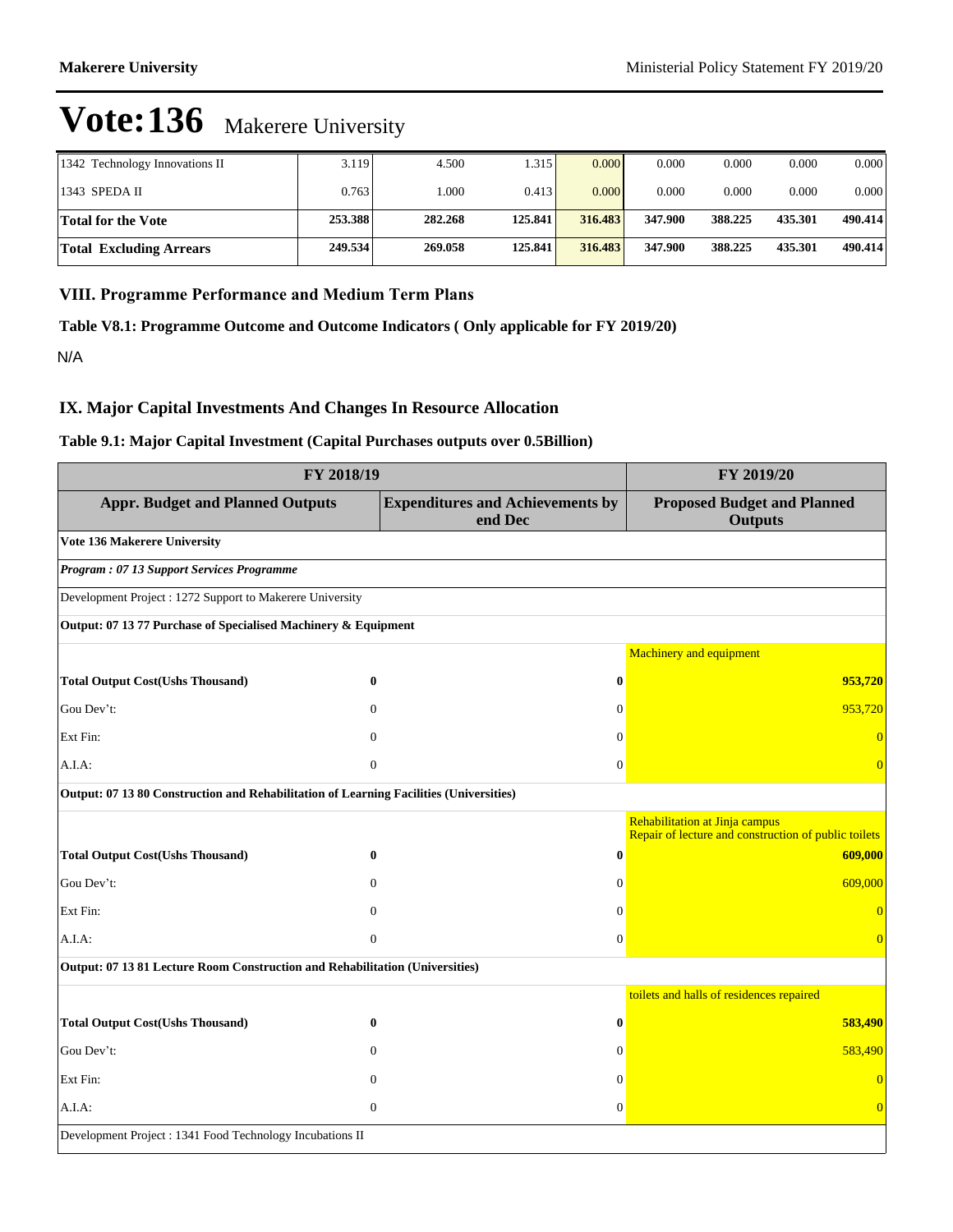# Vote:136 Makerere University

| 1342 Technology Innovations II | 3.119 | 4.500 | 1.315 | 0.000 | 0.000 | 0.000 | 0.000 | 0.000 |
|---|---|---|---|---|---|---|---|---|
| 1343 SPEDA II | 0.763 | 1.000 | 0.413 | 0.000 | 0.000 | 0.000 | 0.000 | 0.000 |
| **Total for the Vote** | **253.388** | **282.268** | **125.841** | **316.483** | **347.900** | **388.225** | **435.301** | **490.414** |
| **Total Excluding Arrears** | **249.534** | **269.058** | **125.841** | **316.483** | **347.900** | **388.225** | **435.301** | **490.414** |

## VIII. Programme Performance and Medium Term Plans

### Table V8.1: Programme Outcome and Outcome Indicators ( Only applicable for FY 2019/20)

N/A

## IX. Major Capital Investments And Changes In Resource Allocation

### Table 9.1: Major Capital Investment (Capital Purchases outputs over 0.5Billion)

| FY 2018/19 | | | FY 2019/20 |
|---|---|---|---|
| **Appr. Budget and Planned Outputs** | | **Expenditures and Achievements by end Dec** | **Proposed Budget and Planned Outputs** |
| **Vote 136 Makerere University** | | | |
| ***Program : 07 13 Support Services Programme*** | | | |
| Development Project : 1272 Support to Makerere University | | | |
| **Output: 07 13 77 Purchase of Specialised Machinery & Equipment** | | | |
| | | | Machinery and equipment |
| **Total Output Cost(Ushs Thousand)** | **0** | **0** | **953,720** |
| Gou Dev't: | 0 | 0 | 953,720 |
| Ext Fin: | 0 | 0 | 0 |
| A.I.A: | 0 | 0 | 0 |
| **Output: 07 13 80 Construction and Rehabilitation of Learning Facilities (Universities)** | | | |
| | | | Rehabilitation at Jinja campus<br>Repair of lecture and construction of public toilets |
| **Total Output Cost(Ushs Thousand)** | **0** | **0** | **609,000** |
| Gou Dev't: | 0 | 0 | 609,000 |
| Ext Fin: | 0 | 0 | 0 |
| A.I.A: | 0 | 0 | 0 |
| **Output: 07 13 81 Lecture Room Construction and Rehabilitation (Universities)** | | | |
| | | | toilets and halls of residences repaired |
| **Total Output Cost(Ushs Thousand)** | **0** | **0** | **583,490** |
| Gou Dev't: | 0 | 0 | 583,490 |
| Ext Fin: | 0 | 0 | 0 |
| A.I.A: | 0 | 0 | 0 |
| Development Project : 1341 Food Technology Incubations II | | | |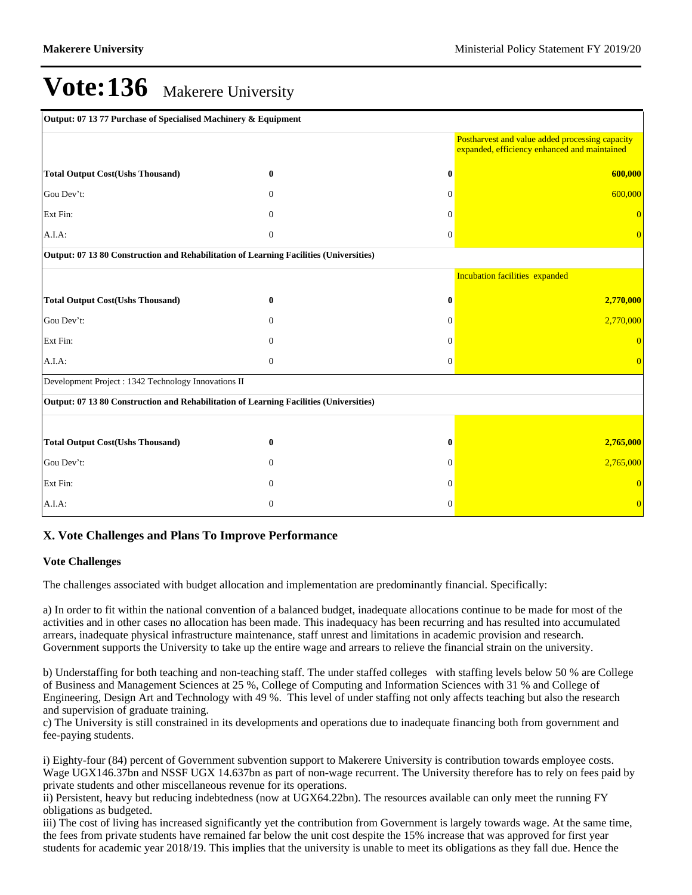# Vote:136 Makerere University

| Output: 07 13 77 Purchase of Specialised Machinery & Equipment | | | |
|---|---|---|---|
| | | | Postharvest and value added processing capacity expanded, efficiency enhanced and maintained |
| **Total Output Cost(Ushs Thousand)** | **0** | **0** | **600,000** |
| Gou Dev't: | 0 | 0 | 600,000 |
| Ext Fin: | 0 | 0 | 0 |
| A.I.A: | 0 | 0 | 0 |
| **Output: 07 13 80 Construction and Rehabilitation of Learning Facilities (Universities)** | | | |
| | | | Incubation facilities expanded |
| **Total Output Cost(Ushs Thousand)** | **0** | **0** | **2,770,000** |
| Gou Dev't: | 0 | 0 | 2,770,000 |
| Ext Fin: | 0 | 0 | 0 |
| A.I.A: | 0 | 0 | 0 |
| Development Project : 1342 Technology Innovations II | | | |
| **Output: 07 13 80 Construction and Rehabilitation of Learning Facilities (Universities)** | | | |
| | | | |
| **Total Output Cost(Ushs Thousand)** | **0** | **0** | **2,765,000** |
| Gou Dev't: | 0 | 0 | 2,765,000 |
| Ext Fin: | 0 | 0 | 0 |
| A.I.A: | 0 | 0 | 0 |

## X. Vote Challenges and Plans To Improve Performance

### Vote Challenges

The challenges associated with budget allocation and implementation are predominantly financial. Specifically:

a) In order to fit within the national convention of a balanced budget, inadequate allocations continue to be made for most of the activities and in other cases no allocation has been made. This inadequacy has been recurring and has resulted into accumulated arrears, inadequate physical infrastructure maintenance, staff unrest and limitations in academic provision and research. Government supports the University to take up the entire wage and arrears to relieve the financial strain on the university.

b) Understaffing for both teaching and non-teaching staff. The under staffed colleges with staffing levels below 50 % are College of Business and Management Sciences at 25 %, College of Computing and Information Sciences with 31 % and College of Engineering, Design Art and Technology with 49 %. This level of under staffing not only affects teaching but also the research and supervision of graduate training.

c) The University is still constrained in its developments and operations due to inadequate financing both from government and fee-paying students.

i) Eighty-four (84) percent of Government subvention support to Makerere University is contribution towards employee costs. Wage UGX146.37bn and NSSF UGX 14.637bn as part of non-wage recurrent. The University therefore has to rely on fees paid by private students and other miscellaneous revenue for its operations.

ii) Persistent, heavy but reducing indebtedness (now at UGX64.22bn). The resources available can only meet the running FY obligations as budgeted.

iii) The cost of living has increased significantly yet the contribution from Government is largely towards wage. At the same time, the fees from private students have remained far below the unit cost despite the 15% increase that was approved for first year students for academic year 2018/19. This implies that the university is unable to meet its obligations as they fall due. Hence the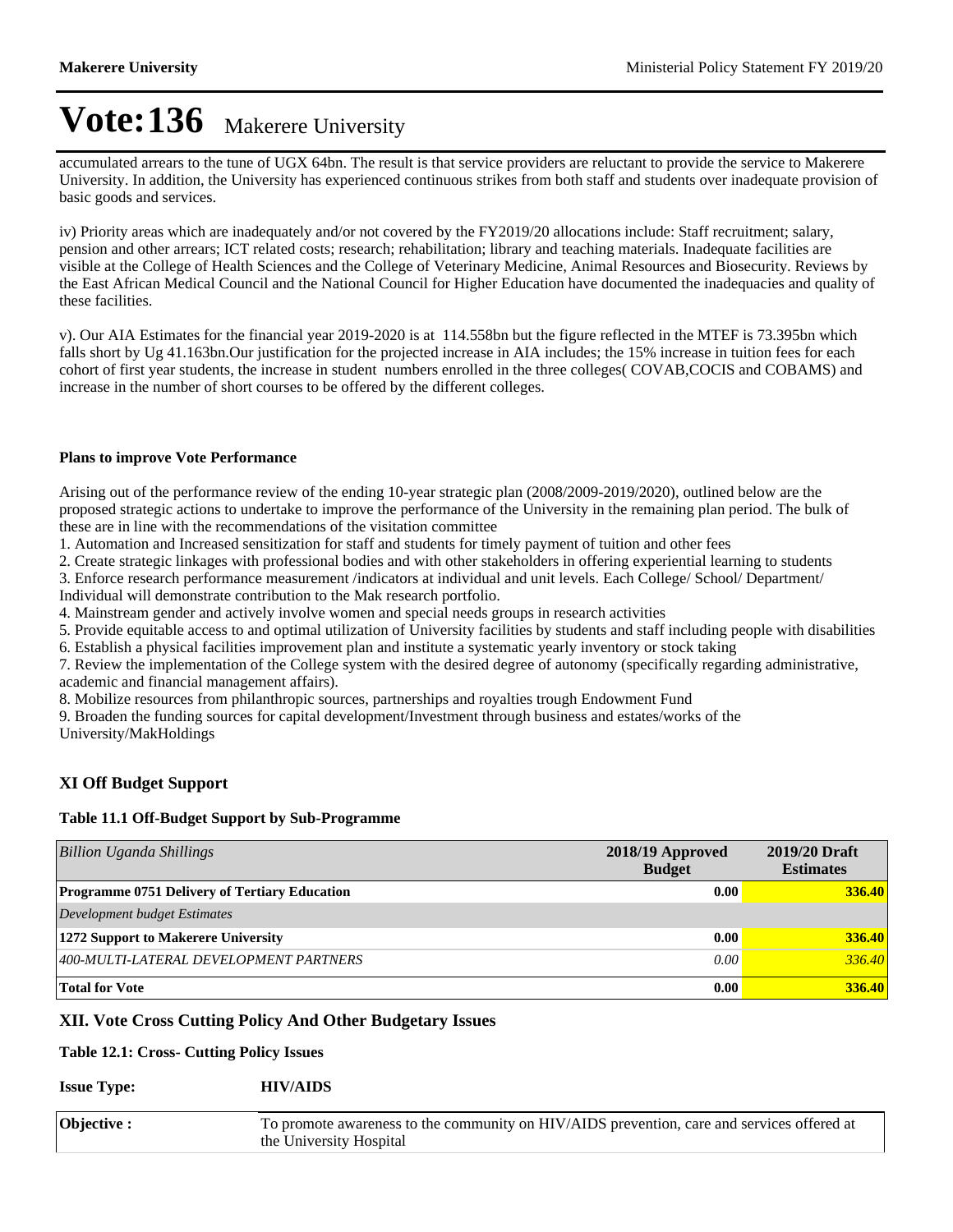# Vote:136 Makerere University

accumulated arrears to the tune of UGX 64bn. The result is that service providers are reluctant to provide the service to Makerere University. In addition, the University has experienced continuous strikes from both staff and students over inadequate provision of basic goods and services.

iv) Priority areas which are inadequately and/or not covered by the FY2019/20 allocations include: Staff recruitment; salary, pension and other arrears; ICT related costs; research; rehabilitation; library and teaching materials. Inadequate facilities are visible at the College of Health Sciences and the College of Veterinary Medicine, Animal Resources and Biosecurity. Reviews by the East African Medical Council and the National Council for Higher Education have documented the inadequacies and quality of these facilities.

v). Our AIA Estimates for the financial year 2019-2020 is at 114.558bn but the figure reflected in the MTEF is 73.395bn which falls short by Ug 41.163bn.Our justification for the projected increase in AIA includes; the 15% increase in tuition fees for each cohort of first year students, the increase in student numbers enrolled in the three colleges( COVAB,COCIS and COBAMS) and increase in the number of short courses to be offered by the different colleges.

**Plans to improve Vote Performance**

Arising out of the performance review of the ending 10-year strategic plan (2008/2009-2019/2020), outlined below are the proposed strategic actions to undertake to improve the performance of the University in the remaining plan period. The bulk of these are in line with the recommendations of the visitation committee

1. Automation and Increased sensitization for staff and students for timely payment of tuition and other fees
2. Create strategic linkages with professional bodies and with other stakeholders in offering experiential learning to students
3. Enforce research performance measurement /indicators at individual and unit levels. Each College/ School/ Department/ Individual will demonstrate contribution to the Mak research portfolio.
4. Mainstream gender and actively involve women and special needs groups in research activities
5. Provide equitable access to and optimal utilization of University facilities by students and staff including people with disabilities
6. Establish a physical facilities improvement plan and institute a systematic yearly inventory or stock taking
7. Review the implementation of the College system with the desired degree of autonomy (specifically regarding administrative, academic and financial management affairs).
8. Mobilize resources from philanthropic sources, partnerships and royalties trough Endowment Fund
9. Broaden the funding sources for capital development/Investment through business and estates/works of the University/MakHoldings

## XI Off Budget Support

**Table 11.1 Off-Budget Support by Sub-Programme**

| *Billion Uganda Shillings* | 2018/19 Approved Budget | 2019/20 Draft Estimates |
|---|---|---|
| **Programme 0751 Delivery of Tertiary Education** | **0.00** | **336.40** |
| *Development budget Estimates* | | |
| **1272 Support to Makerere University** | **0.00** | **336.40** |
| *400-MULTI-LATERAL DEVELOPMENT PARTNERS* | *0.00* | *336.40* |
| **Total for Vote** | **0.00** | **336.40** |

## XII. Vote Cross Cutting Policy And Other Budgetary Issues

**Table 12.1: Cross- Cutting Policy Issues**

| **Issue Type:** | **HIV/AIDS** |
|---|---|
| **Objective :** | To promote awareness to the community on HIV/AIDS prevention, care and services offered at the University Hospital |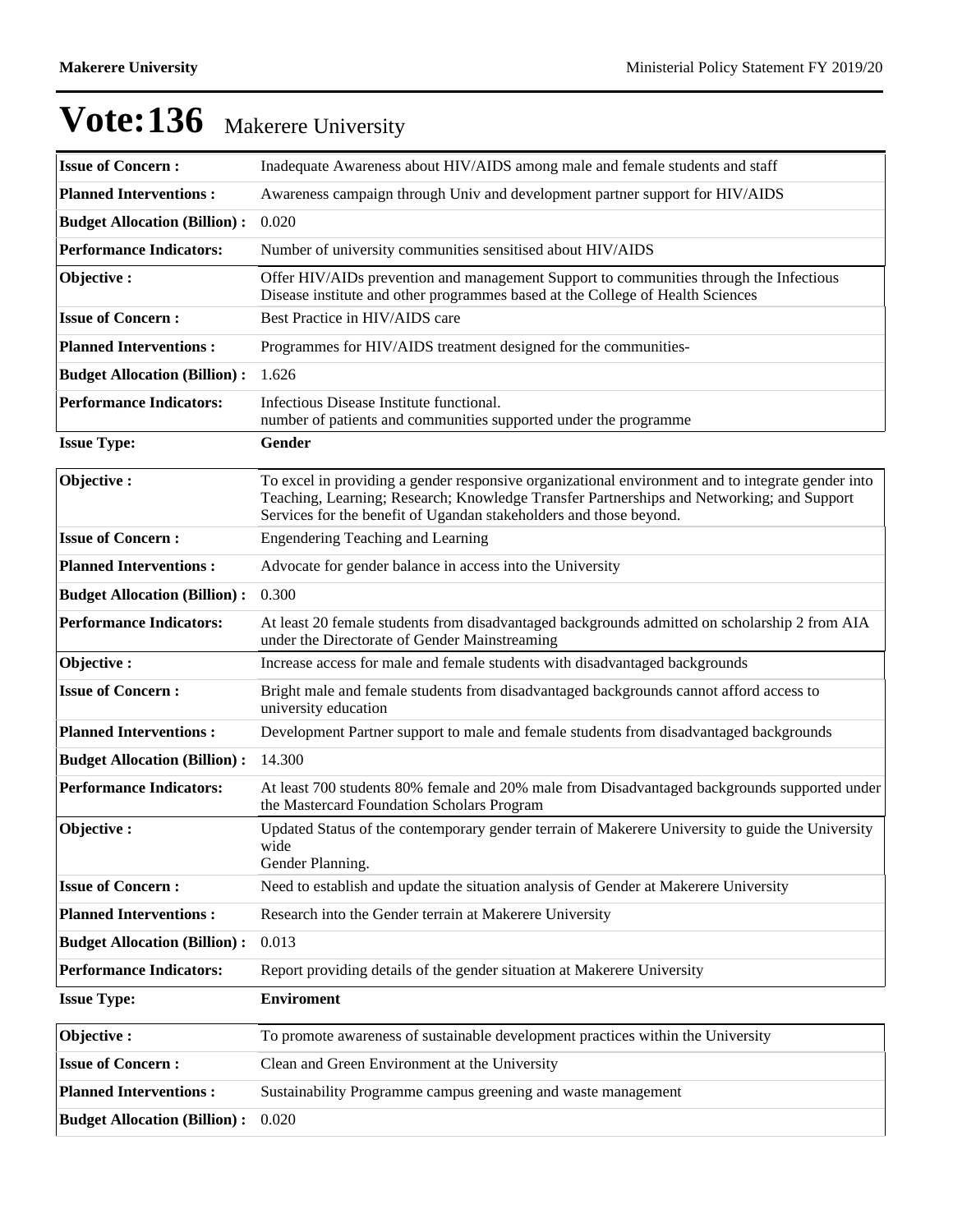# Vote:136 Makerere University

| | |
|---|---|
| **Issue of Concern :** | Inadequate Awareness about HIV/AIDS among male and female students and staff |
| **Planned Interventions :** | Awareness campaign through Univ and development partner support for HIV/AIDS |
| **Budget Allocation (Billion) :** | 0.020 |
| **Performance Indicators:** | Number of university communities sensitised about HIV/AIDS |
| **Objective :** | Offer HIV/AIDs prevention and management Support to communities through the Infectious Disease institute and other programmes based at the College of Health Sciences |
| **Issue of Concern :** | Best Practice in HIV/AIDS care |
| **Planned Interventions :** | Programmes for HIV/AIDS treatment designed for the communities- |
| **Budget Allocation (Billion) :** | 1.626 |
| **Performance Indicators:** | Infectious Disease Institute functional.<br>number of patients and communities supported under the programme |

**Issue Type:** **Gender**

| | |
|---|---|
| **Objective :** | To excel in providing a gender responsive organizational environment and to integrate gender into Teaching, Learning; Research; Knowledge Transfer Partnerships and Networking; and Support Services for the benefit of Ugandan stakeholders and those beyond. |
| **Issue of Concern :** | Engendering Teaching and Learning |
| **Planned Interventions :** | Advocate for gender balance in access into the University |
| **Budget Allocation (Billion) :** | 0.300 |
| **Performance Indicators:** | At least 20 female students from disadvantaged backgrounds admitted on scholarship 2 from AIA under the Directorate of Gender Mainstreaming |
| **Objective :** | Increase access for male and female students with disadvantaged backgrounds |
| **Issue of Concern :** | Bright male and female students from disadvantaged backgrounds cannot afford access to university education |
| **Planned Interventions :** | Development Partner support to male and female students from disadvantaged backgrounds |
| **Budget Allocation (Billion) :** | 14.300 |
| **Performance Indicators:** | At least 700 students 80% female and 20% male from Disadvantaged backgrounds supported under the Mastercard Foundation Scholars Program |
| **Objective :** | Updated Status of the contemporary gender terrain of Makerere University to guide the University wide<br>Gender Planning. |
| **Issue of Concern :** | Need to establish and update the situation analysis of Gender at Makerere University |
| **Planned Interventions :** | Research into the Gender terrain at Makerere University |
| **Budget Allocation (Billion) :** | 0.013 |
| **Performance Indicators:** | Report providing details of the gender situation at Makerere University |

**Issue Type:** **Enviroment**

| | |
|---|---|
| **Objective :** | To promote awareness of sustainable development practices within the University |
| **Issue of Concern :** | Clean and Green Environment at the University |
| **Planned Interventions :** | Sustainability Programme campus greening and waste management |
| **Budget Allocation (Billion) :** | 0.020 |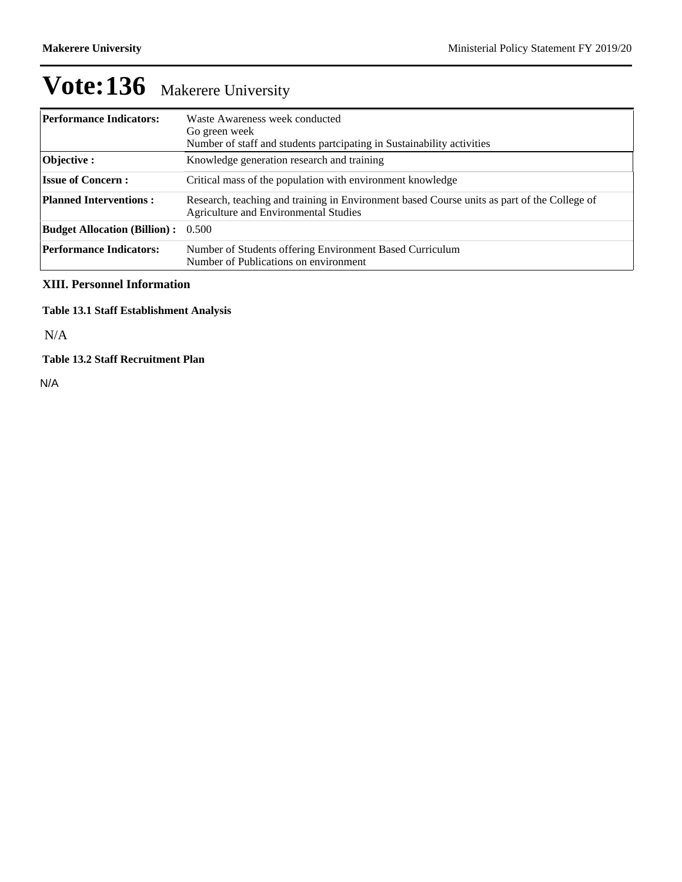# Vote:136 Makerere University

| | |
|---|---|
| **Performance Indicators:** | Waste Awareness week conducted<br>Go green week<br>Number of staff and students partcipating in Sustainability activities |
| **Objective :** | Knowledge generation research and training |
| **Issue of Concern :** | Critical mass of the population with environment knowledge |
| **Planned Interventions :** | Research, teaching and training in Environment based Course units as part of the College of Agriculture and Environmental Studies |
| **Budget Allocation (Billion) :** | 0.500 |
| **Performance Indicators:** | Number of Students offering Environment Based Curriculum<br>Number of Publications on environment |

## XIII. Personnel Information

### Table 13.1 Staff Establishment Analysis

N/A

### Table 13.2 Staff Recruitment Plan

N/A